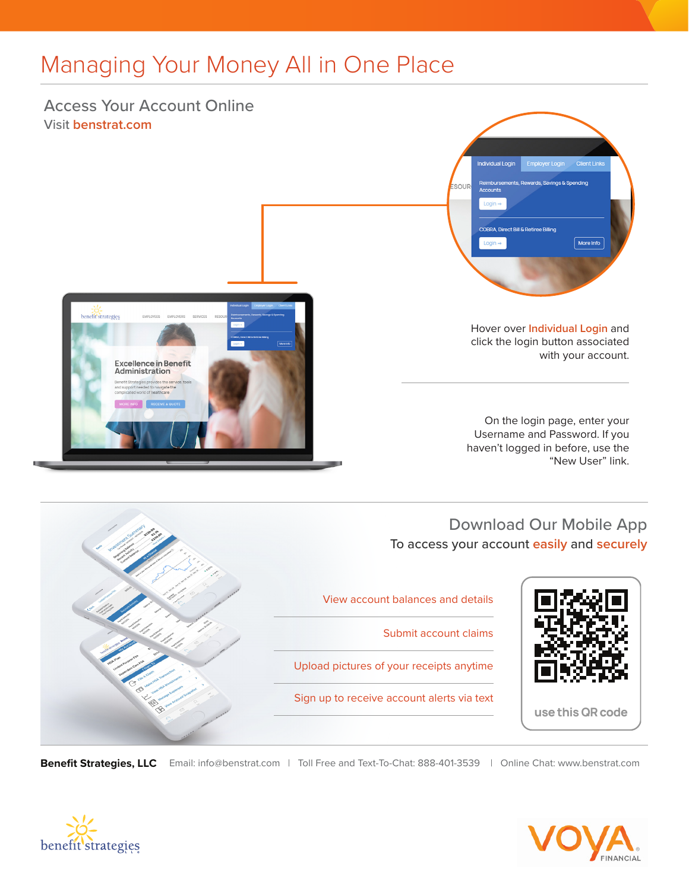# Managing Your Money All in One Place

## Access Your Account Online

Visit **benstrat.com**

Hover over **Individual Login** and click the login button associated with your account.

On the login page, enter your Username and Password. If you haven't logged in before, use the "New User" link.

## Download Our Mobile App

To access your account **easily** and **securely**

- View account balances and details
- Submit account claims
- Upload pictures of your receipts anytime
- Sign up to receive account alerts via text

use this QR code

**Benefit Strategies, LLC** Email: info@benstrat.com | Toll Free and Text-To-Chat: 888-401-3539 | Online Chat: www.benstrat.com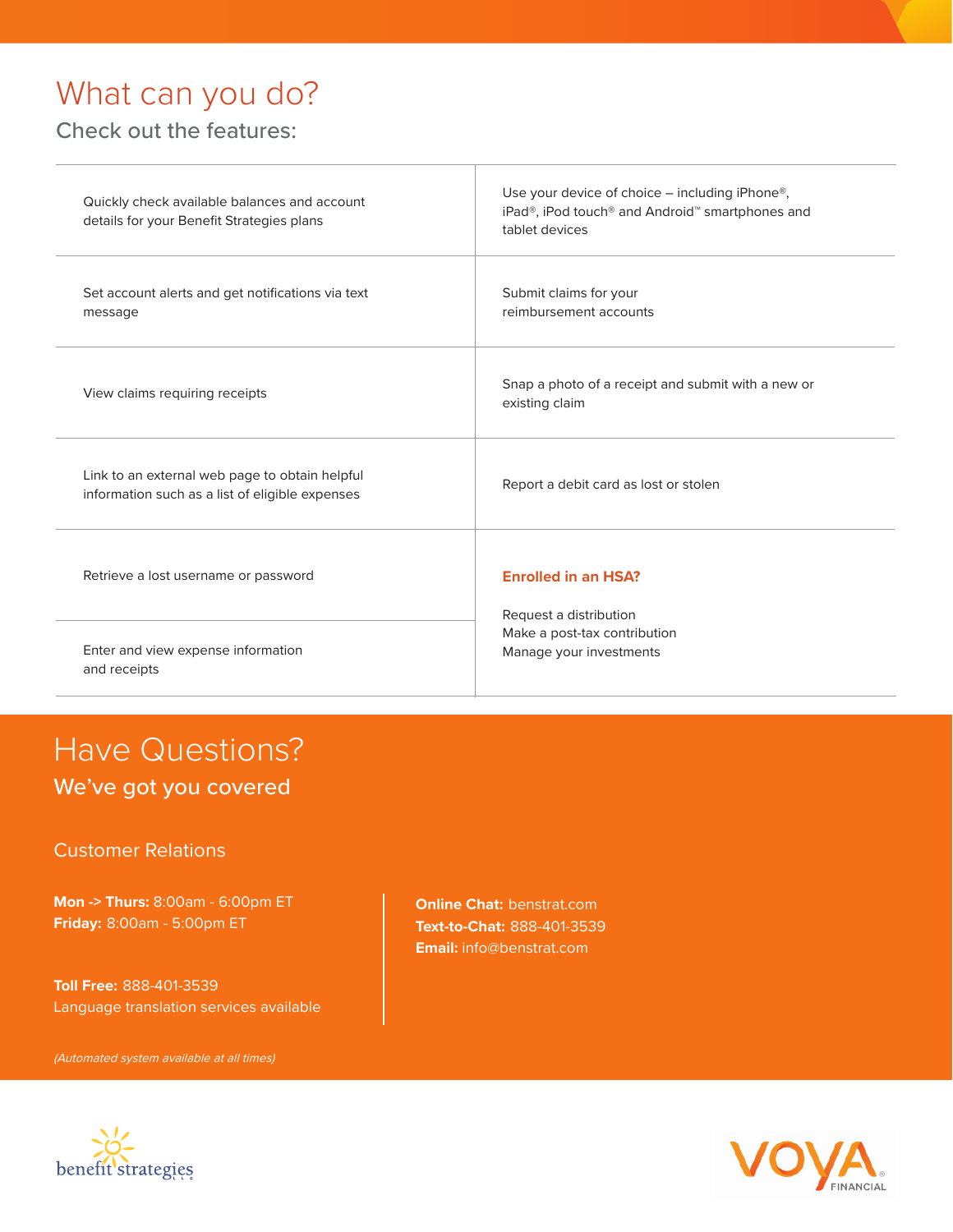# What can you do?

## Check out the features:

| | |
|---|---|
| Quickly check available balances and account details for your Benefit Strategies plans | Use your device of choice – including iPhone®, iPad®, iPod touch® and Android™ smartphones and tablet devices |
| Set account alerts and get notifications via text message | Submit claims for your reimbursement accounts |
| View claims requiring receipts | Snap a photo of a receipt and submit with a new or existing claim |
| Link to an external web page to obtain helpful information such as a list of eligible expenses | Report a debit card as lost or stolen |
| Retrieve a lost username or password | **Enrolled in an HSA?**<br><br>Request a distribution<br>Make a post-tax contribution<br>Manage your investments |
| Enter and view expense information and receipts | |

# Have Questions?

## We've got you covered

### Customer Relations

**Mon -> Thurs:** 8:00am - 6:00pm ET
**Friday:** 8:00am - 5:00pm ET

**Toll Free:** 888-401-3539
Language translation services available

*(Automated system available at all times)*

**Online Chat:** benstrat.com
**Text-to-Chat:** 888-401-3539
**Email:** info@benstrat.com

benefit strategies LLC

VOYA FINANCIAL